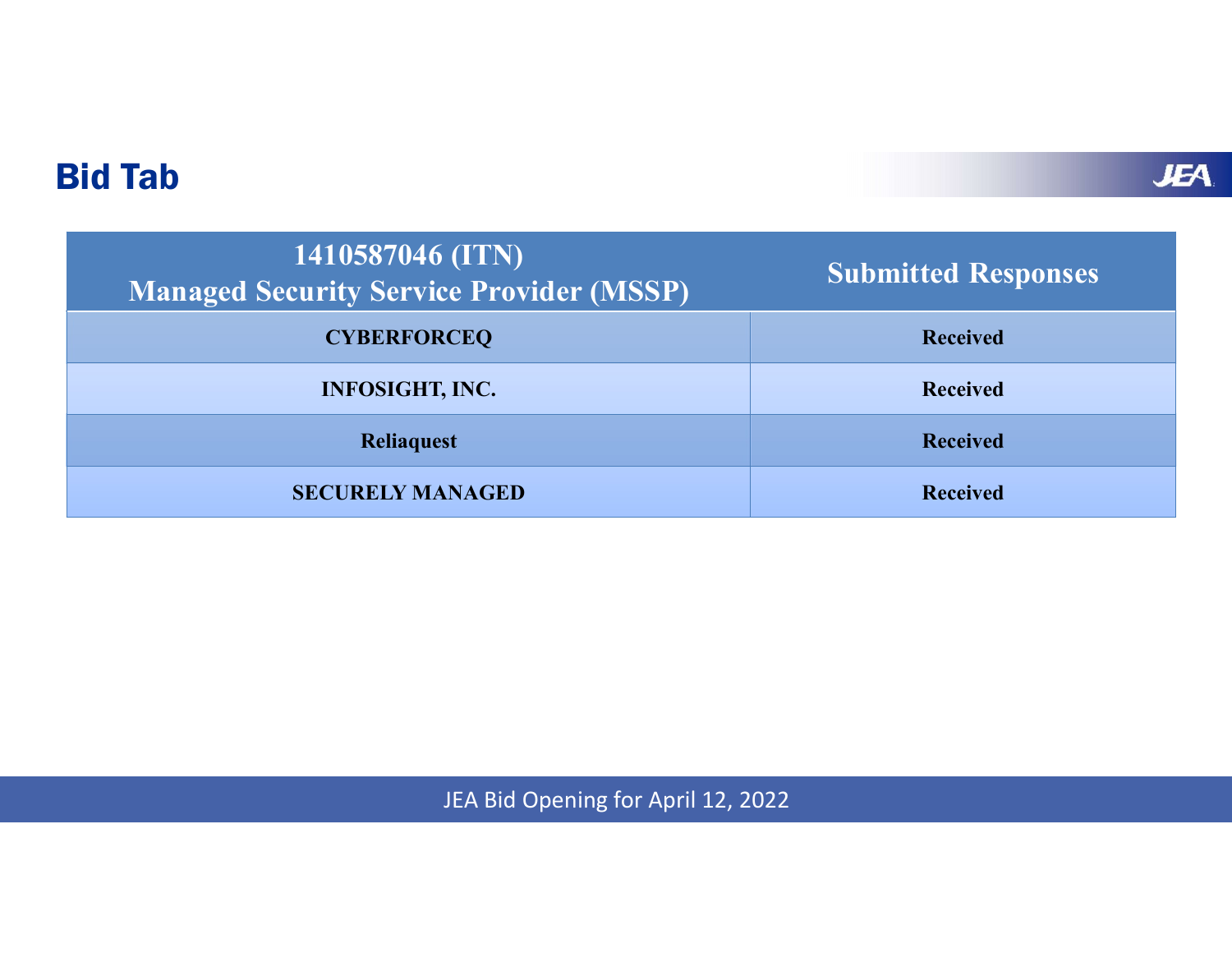# Bid Tab

| 1410587046 (ITN) Managed Security Service Provider (MSSP) | Submitted Responses |
|---|---|
| CYBERFORCEQ | Received |
| INFOSIGHT, INC. | Received |
| Reliaquest | Received |
| SECURELY MANAGED | Received |

JEA Bid Opening for April 12, 2022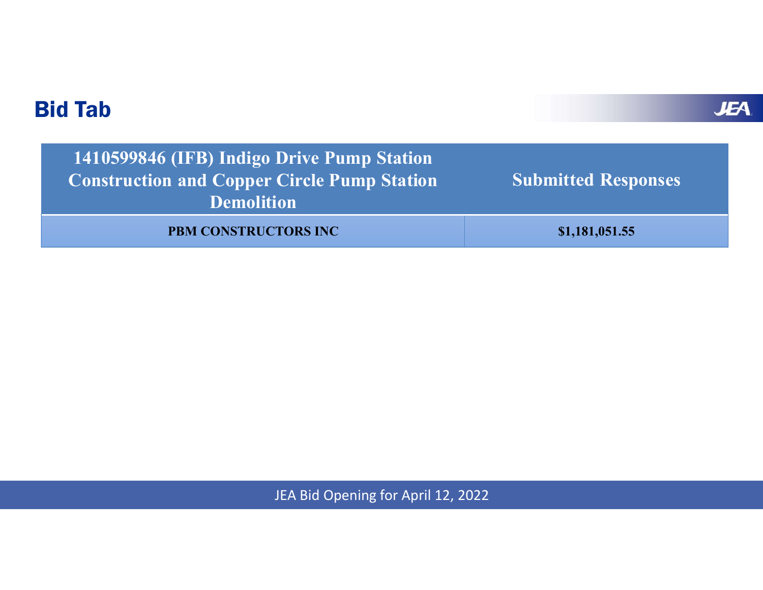## Bid Tab

| 1410599846 (IFB) Indigo Drive Pump Station Construction and Copper Circle Pump Station Demolition | Submitted Responses |
| --- | --- |
| **PBM CONSTRUCTORS INC** | **$1,181,051.55** |

JEA Bid Opening for April 12, 2022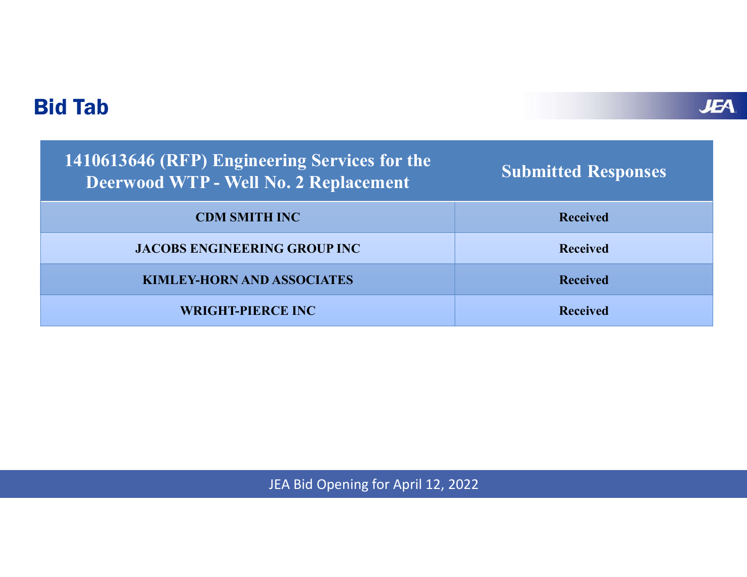## Bid Tab

| 1410613646 (RFP) Engineering Services for the Deerwood WTP - Well No. 2 Replacement | Submitted Responses |
|---|---|
| CDM SMITH INC | Received |
| JACOBS ENGINEERING GROUP INC | Received |
| KIMLEY-HORN AND ASSOCIATES | Received |
| WRIGHT-PIERCE INC | Received |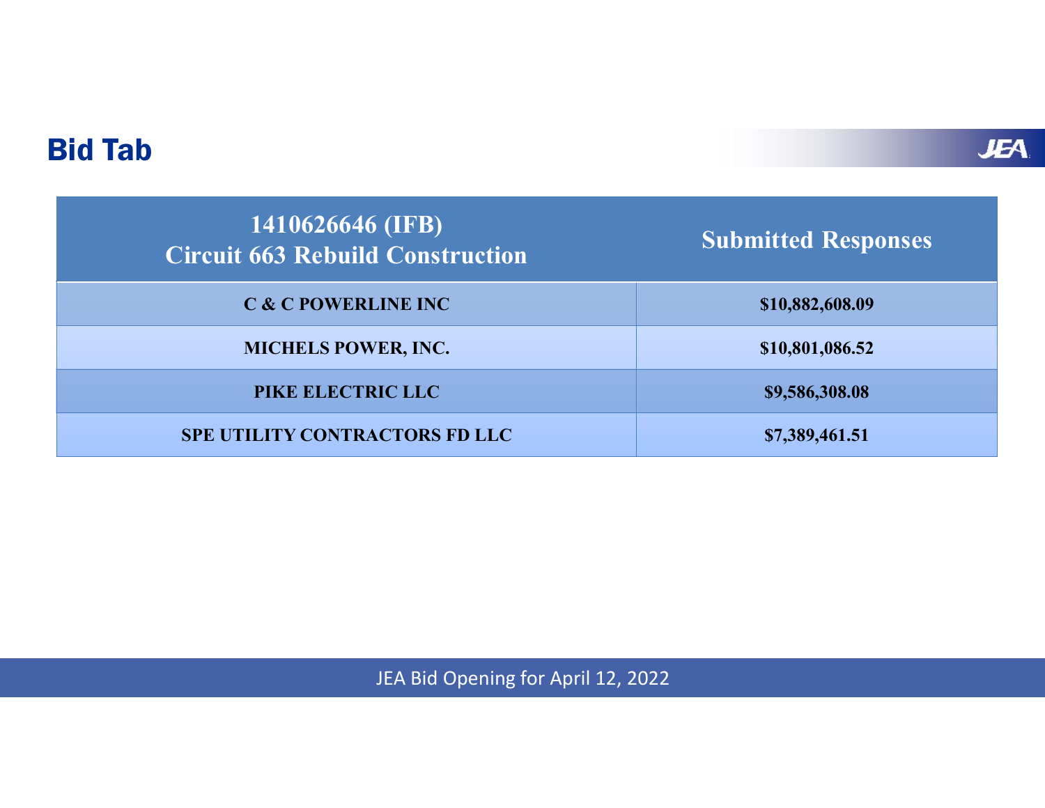## Bid Tab

| 1410626646 (IFB) Circuit 663 Rebuild Construction | Submitted Responses |
| --- | --- |
| C & C POWERLINE INC | $10,882,608.09 |
| MICHELS POWER, INC. | $10,801,086.52 |
| PIKE ELECTRIC LLC | $9,586,308.08 |
| SPE UTILITY CONTRACTORS FD LLC | $7,389,461.51 |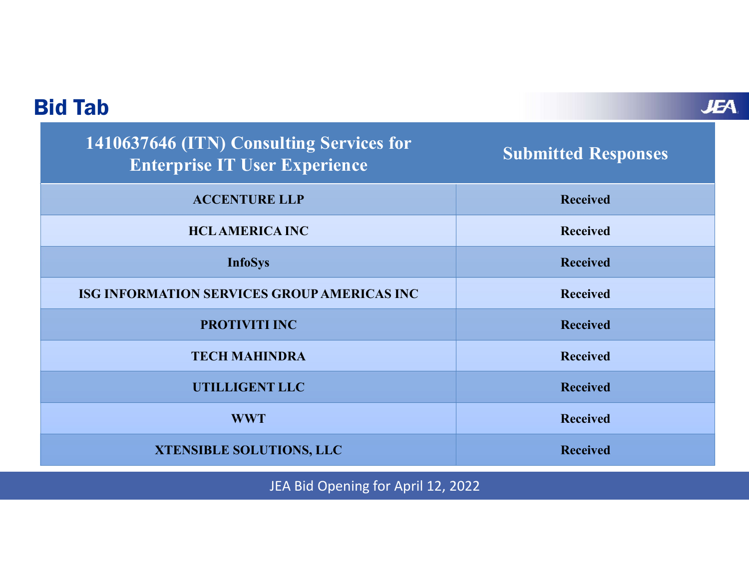## Bid Tab

| 1410637646 (ITN) Consulting Services for Enterprise IT User Experience | Submitted Responses |
| --- | --- |
| ACCENTURE LLP | Received |
| HCL AMERICA INC | Received |
| InfoSys | Received |
| ISG INFORMATION SERVICES GROUP AMERICAS INC | Received |
| PROTIVITI INC | Received |
| TECH MAHINDRA | Received |
| UTILLIGENT LLC | Received |
| WWT | Received |
| XTENSIBLE SOLUTIONS, LLC | Received |

JEA Bid Opening for April 12, 2022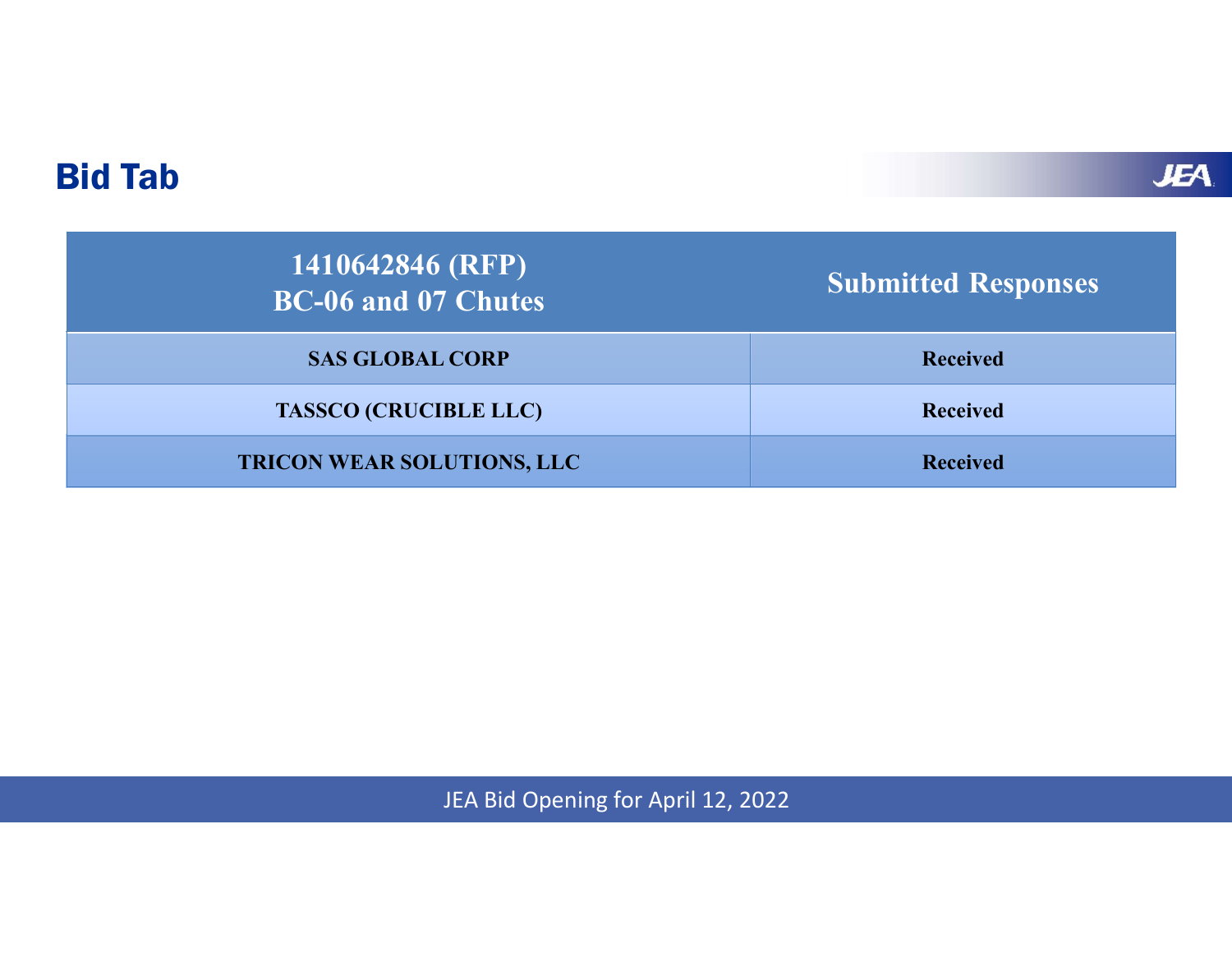# Bid Tab

| 1410642846 (RFP)<br>BC-06 and 07 Chutes | Submitted Responses |
|---|---|
| SAS GLOBAL CORP | Received |
| TASSCO (CRUCIBLE LLC) | Received |
| TRICON WEAR SOLUTIONS, LLC | Received |

JEA Bid Opening for April 12, 2022